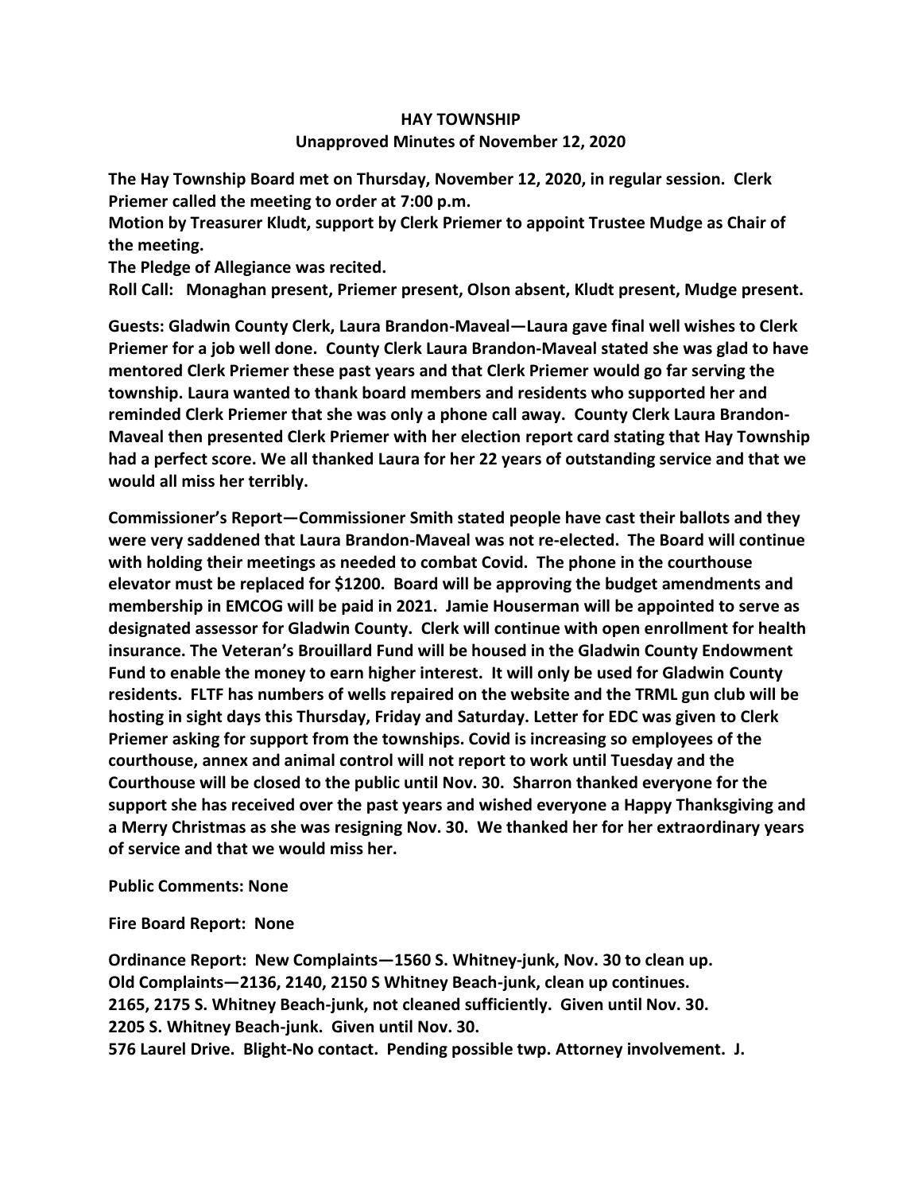# HAY TOWNSHIP

## Unapproved Minutes of November 12, 2020

**The Hay Township Board met on Thursday, November 12, 2020, in regular session. Clerk Priemer called the meeting to order at 7:00 p.m.**
**Motion by Treasurer Kludt, support by Clerk Priemer to appoint Trustee Mudge as Chair of the meeting.**
**The Pledge of Allegiance was recited.**
**Roll Call: Monaghan present, Priemer present, Olson absent, Kludt present, Mudge present.**

**Guests: Gladwin County Clerk, Laura Brandon-Maveal—Laura gave final well wishes to Clerk Priemer for a job well done. County Clerk Laura Brandon-Maveal stated she was glad to have mentored Clerk Priemer these past years and that Clerk Priemer would go far serving the township. Laura wanted to thank board members and residents who supported her and reminded Clerk Priemer that she was only a phone call away. County Clerk Laura Brandon-Maveal then presented Clerk Priemer with her election report card stating that Hay Township had a perfect score. We all thanked Laura for her 22 years of outstanding service and that we would all miss her terribly.**

**Commissioner's Report—Commissioner Smith stated people have cast their ballots and they were very saddened that Laura Brandon-Maveal was not re-elected. The Board will continue with holding their meetings as needed to combat Covid. The phone in the courthouse elevator must be replaced for $1200. Board will be approving the budget amendments and membership in EMCOG will be paid in 2021. Jamie Houserman will be appointed to serve as designated assessor for Gladwin County. Clerk will continue with open enrollment for health insurance. The Veteran's Brouillard Fund will be housed in the Gladwin County Endowment Fund to enable the money to earn higher interest. It will only be used for Gladwin County residents. FLTF has numbers of wells repaired on the website and the TRML gun club will be hosting in sight days this Thursday, Friday and Saturday. Letter for EDC was given to Clerk Priemer asking for support from the townships. Covid is increasing so employees of the courthouse, annex and animal control will not report to work until Tuesday and the Courthouse will be closed to the public until Nov. 30. Sharron thanked everyone for the support she has received over the past years and wished everyone a Happy Thanksgiving and a Merry Christmas as she was resigning Nov. 30. We thanked her for her extraordinary years of service and that we would miss her.**

**Public Comments: None**

**Fire Board Report: None**

**Ordinance Report: New Complaints—1560 S. Whitney-junk, Nov. 30 to clean up.**
**Old Complaints—2136, 2140, 2150 S Whitney Beach-junk, clean up continues.**
**2165, 2175 S. Whitney Beach-junk, not cleaned sufficiently. Given until Nov. 30.**
**2205 S. Whitney Beach-junk. Given until Nov. 30.**
**576 Laurel Drive. Blight-No contact. Pending possible twp. Attorney involvement. J.**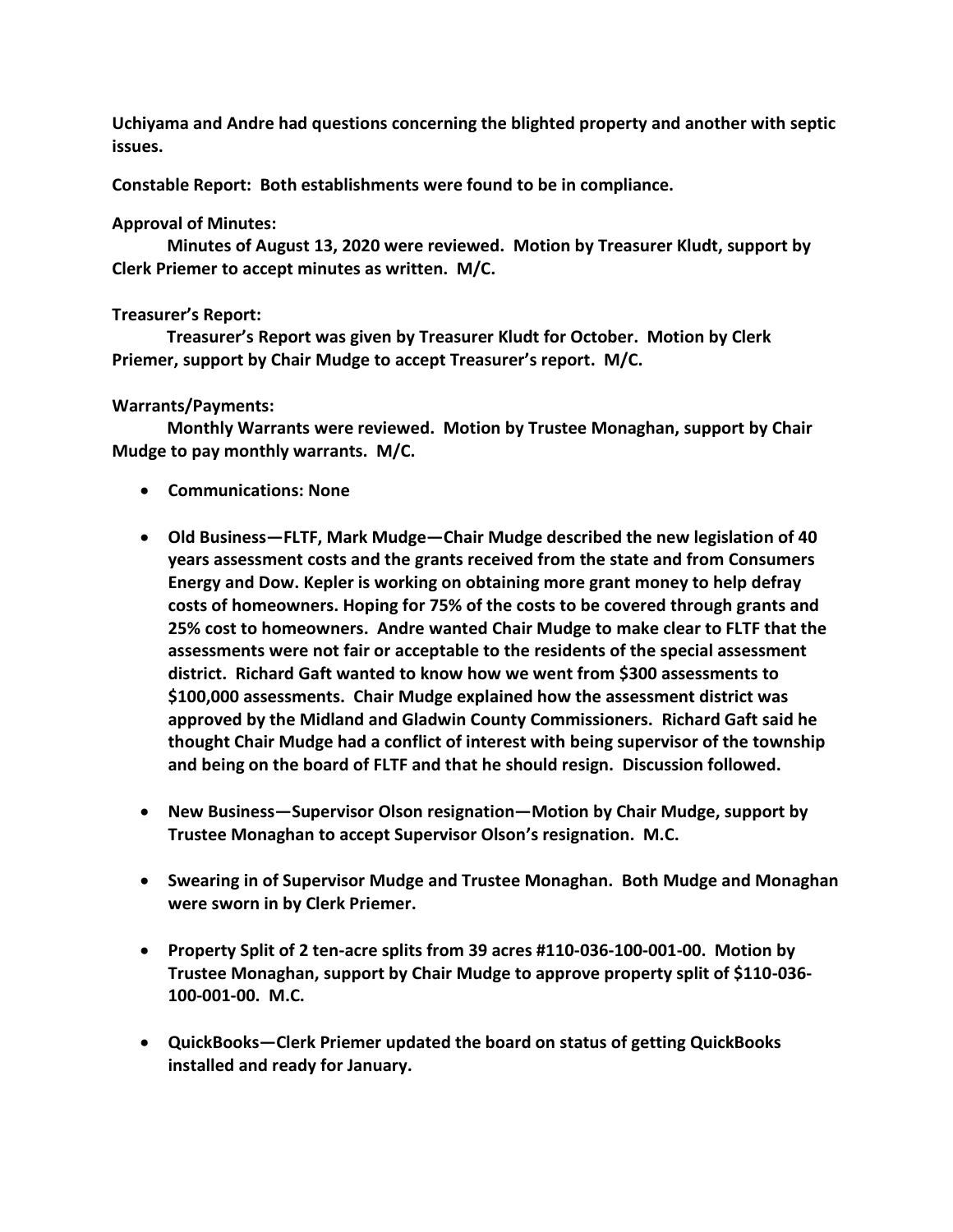**Uchiyama and Andre had questions concerning the blighted property and another with septic issues.**

**Constable Report: Both establishments were found to be in compliance.**

**Approval of Minutes:**

**Minutes of August 13, 2020 were reviewed. Motion by Treasurer Kludt, support by Clerk Priemer to accept minutes as written. M/C.**

**Treasurer's Report:**

**Treasurer's Report was given by Treasurer Kludt for October. Motion by Clerk Priemer, support by Chair Mudge to accept Treasurer's report. M/C.**

**Warrants/Payments:**

**Monthly Warrants were reviewed. Motion by Trustee Monaghan, support by Chair Mudge to pay monthly warrants. M/C.**

- **Communications: None**

- **Old Business—FLTF, Mark Mudge—Chair Mudge described the new legislation of 40 years assessment costs and the grants received from the state and from Consumers Energy and Dow. Kepler is working on obtaining more grant money to help defray costs of homeowners. Hoping for 75% of the costs to be covered through grants and 25% cost to homeowners. Andre wanted Chair Mudge to make clear to FLTF that the assessments were not fair or acceptable to the residents of the special assessment district. Richard Gaft wanted to know how we went from $300 assessments to $100,000 assessments. Chair Mudge explained how the assessment district was approved by the Midland and Gladwin County Commissioners. Richard Gaft said he thought Chair Mudge had a conflict of interest with being supervisor of the township and being on the board of FLTF and that he should resign. Discussion followed.**

- **New Business—Supervisor Olson resignation—Motion by Chair Mudge, support by Trustee Monaghan to accept Supervisor Olson's resignation. M.C.**

- **Swearing in of Supervisor Mudge and Trustee Monaghan. Both Mudge and Monaghan were sworn in by Clerk Priemer.**

- **Property Split of 2 ten-acre splits from 39 acres #110-036-100-001-00. Motion by Trustee Monaghan, support by Chair Mudge to approve property split of $110-036-100-001-00. M.C.**

- **QuickBooks—Clerk Priemer updated the board on status of getting QuickBooks installed and ready for January.**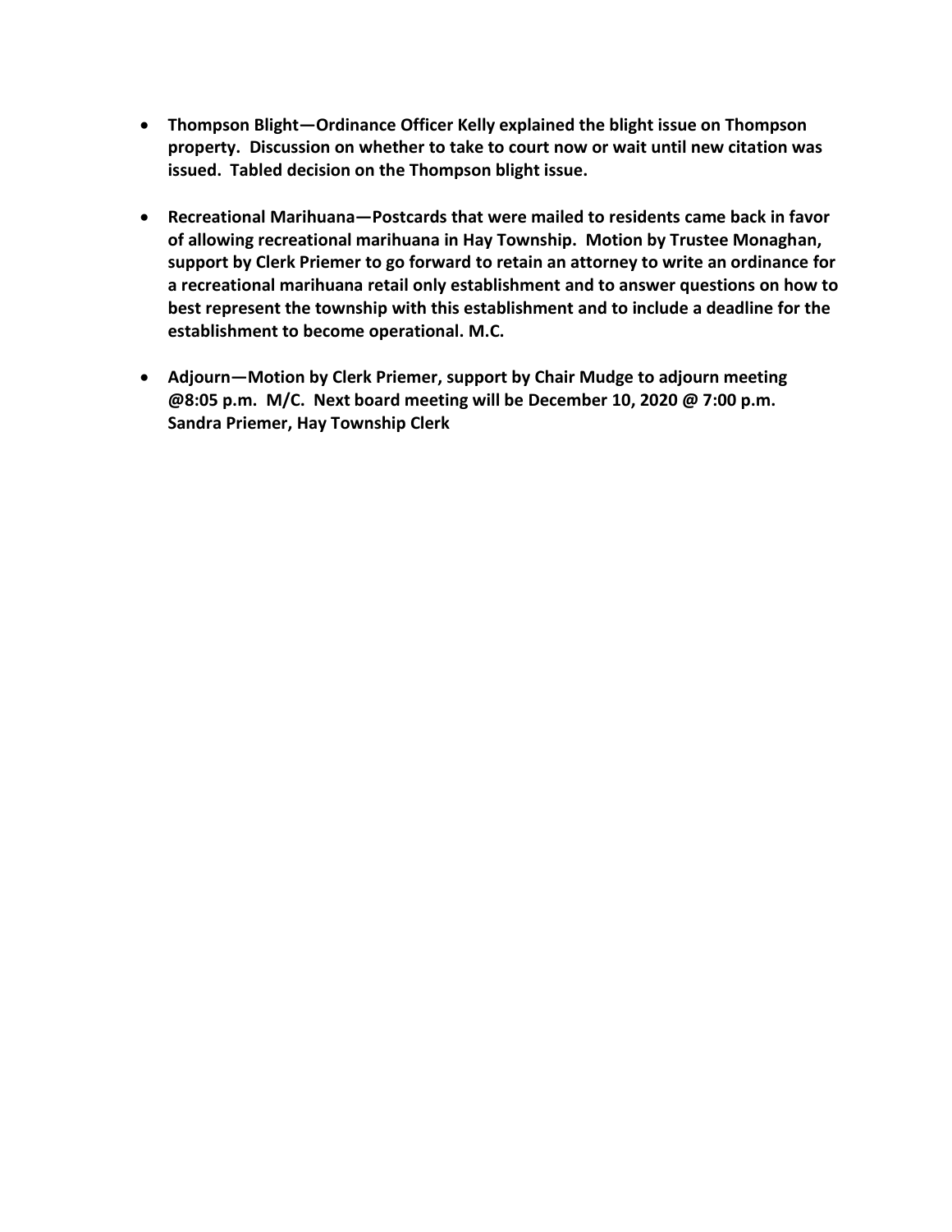- **Thompson Blight—Ordinance Officer Kelly explained the blight issue on Thompson property. Discussion on whether to take to court now or wait until new citation was issued. Tabled decision on the Thompson blight issue.**

- **Recreational Marihuana—Postcards that were mailed to residents came back in favor of allowing recreational marihuana in Hay Township. Motion by Trustee Monaghan, support by Clerk Priemer to go forward to retain an attorney to write an ordinance for a recreational marihuana retail only establishment and to answer questions on how to best represent the township with this establishment and to include a deadline for the establishment to become operational. M.C.**

- **Adjourn—Motion by Clerk Priemer, support by Chair Mudge to adjourn meeting @8:05 p.m. M/C. Next board meeting will be December 10, 2020 @ 7:00 p.m.**
  **Sandra Priemer, Hay Township Clerk**